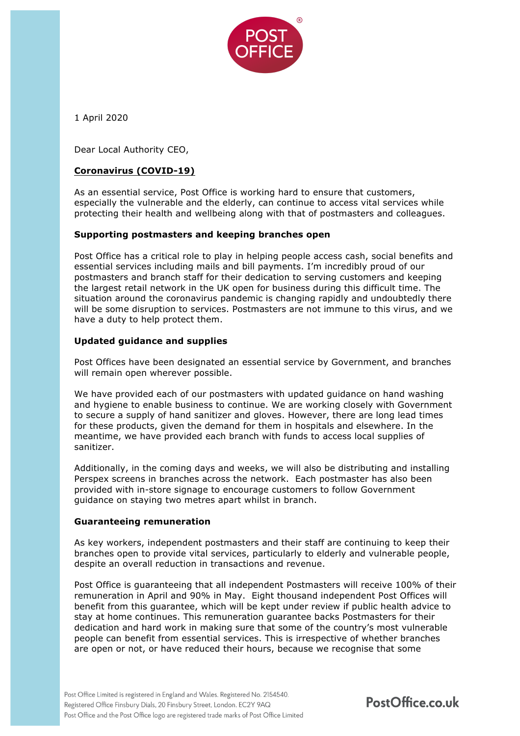1 April 2020

Dear Local Authority CEO,

## Coronavirus (COVID-19)

As an essential service, Post Office is working hard to ensure that customers, especially the vulnerable and the elderly, can continue to access vital services while protecting their health and wellbeing along with that of postmasters and colleagues.

### Supporting postmasters and keeping branches open

Post Office has a critical role to play in helping people access cash, social benefits and essential services including mails and bill payments. I'm incredibly proud of our postmasters and branch staff for their dedication to serving customers and keeping the largest retail network in the UK open for business during this difficult time. The situation around the coronavirus pandemic is changing rapidly and undoubtedly there will be some disruption to services. Postmasters are not immune to this virus, and we have a duty to help protect them.

### Updated guidance and supplies

Post Offices have been designated an essential service by Government, and branches will remain open wherever possible.

We have provided each of our postmasters with updated guidance on hand washing and hygiene to enable business to continue. We are working closely with Government to secure a supply of hand sanitizer and gloves. However, there are long lead times for these products, given the demand for them in hospitals and elsewhere. In the meantime, we have provided each branch with funds to access local supplies of sanitizer.

Additionally, in the coming days and weeks, we will also be distributing and installing Perspex screens in branches across the network. Each postmaster has also been provided with in-store signage to encourage customers to follow Government guidance on staying two metres apart whilst in branch.

### Guaranteeing remuneration

As key workers, independent postmasters and their staff are continuing to keep their branches open to provide vital services, particularly to elderly and vulnerable people, despite an overall reduction in transactions and revenue.

Post Office is guaranteeing that all independent Postmasters will receive 100% of their remuneration in April and 90% in May. Eight thousand independent Post Offices will benefit from this guarantee, which will be kept under review if public health advice to stay at home continues. This remuneration guarantee backs Postmasters for their dedication and hard work in making sure that some of the country's most vulnerable people can benefit from essential services. This is irrespective of whether branches are open or not, or have reduced their hours, because we recognise that some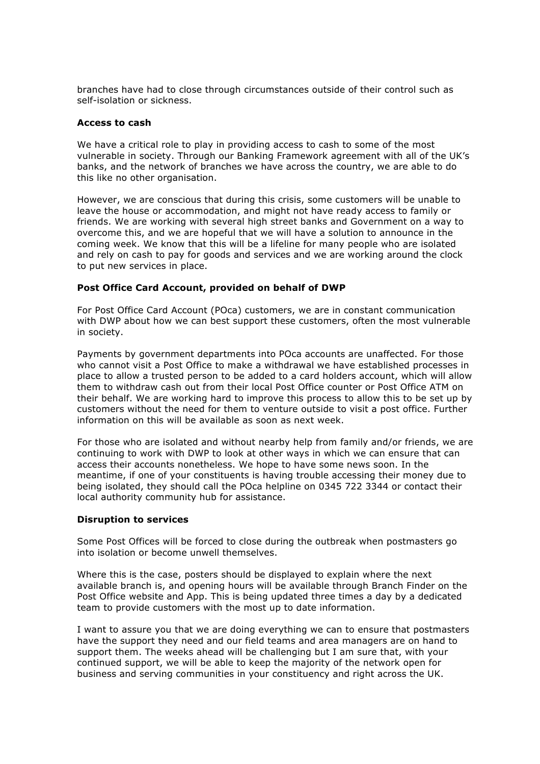branches have had to close through circumstances outside of their control such as self-isolation or sickness.

**Access to cash**

We have a critical role to play in providing access to cash to some of the most vulnerable in society. Through our Banking Framework agreement with all of the UK's banks, and the network of branches we have across the country, we are able to do this like no other organisation.

However, we are conscious that during this crisis, some customers will be unable to leave the house or accommodation, and might not have ready access to family or friends. We are working with several high street banks and Government on a way to overcome this, and we are hopeful that we will have a solution to announce in the coming week. We know that this will be a lifeline for many people who are isolated and rely on cash to pay for goods and services and we are working around the clock to put new services in place.

**Post Office Card Account, provided on behalf of DWP**

For Post Office Card Account (POca) customers, we are in constant communication with DWP about how we can best support these customers, often the most vulnerable in society.

Payments by government departments into POca accounts are unaffected. For those who cannot visit a Post Office to make a withdrawal we have established processes in place to allow a trusted person to be added to a card holders account, which will allow them to withdraw cash out from their local Post Office counter or Post Office ATM on their behalf. We are working hard to improve this process to allow this to be set up by customers without the need for them to venture outside to visit a post office. Further information on this will be available as soon as next week.

For those who are isolated and without nearby help from family and/or friends, we are continuing to work with DWP to look at other ways in which we can ensure that can access their accounts nonetheless. We hope to have some news soon. In the meantime, if one of your constituents is having trouble accessing their money due to being isolated, they should call the POca helpline on 0345 722 3344 or contact their local authority community hub for assistance.

**Disruption to services**

Some Post Offices will be forced to close during the outbreak when postmasters go into isolation or become unwell themselves.

Where this is the case, posters should be displayed to explain where the next available branch is, and opening hours will be available through Branch Finder on the Post Office website and App. This is being updated three times a day by a dedicated team to provide customers with the most up to date information.

I want to assure you that we are doing everything we can to ensure that postmasters have the support they need and our field teams and area managers are on hand to support them. The weeks ahead will be challenging but I am sure that, with your continued support, we will be able to keep the majority of the network open for business and serving communities in your constituency and right across the UK.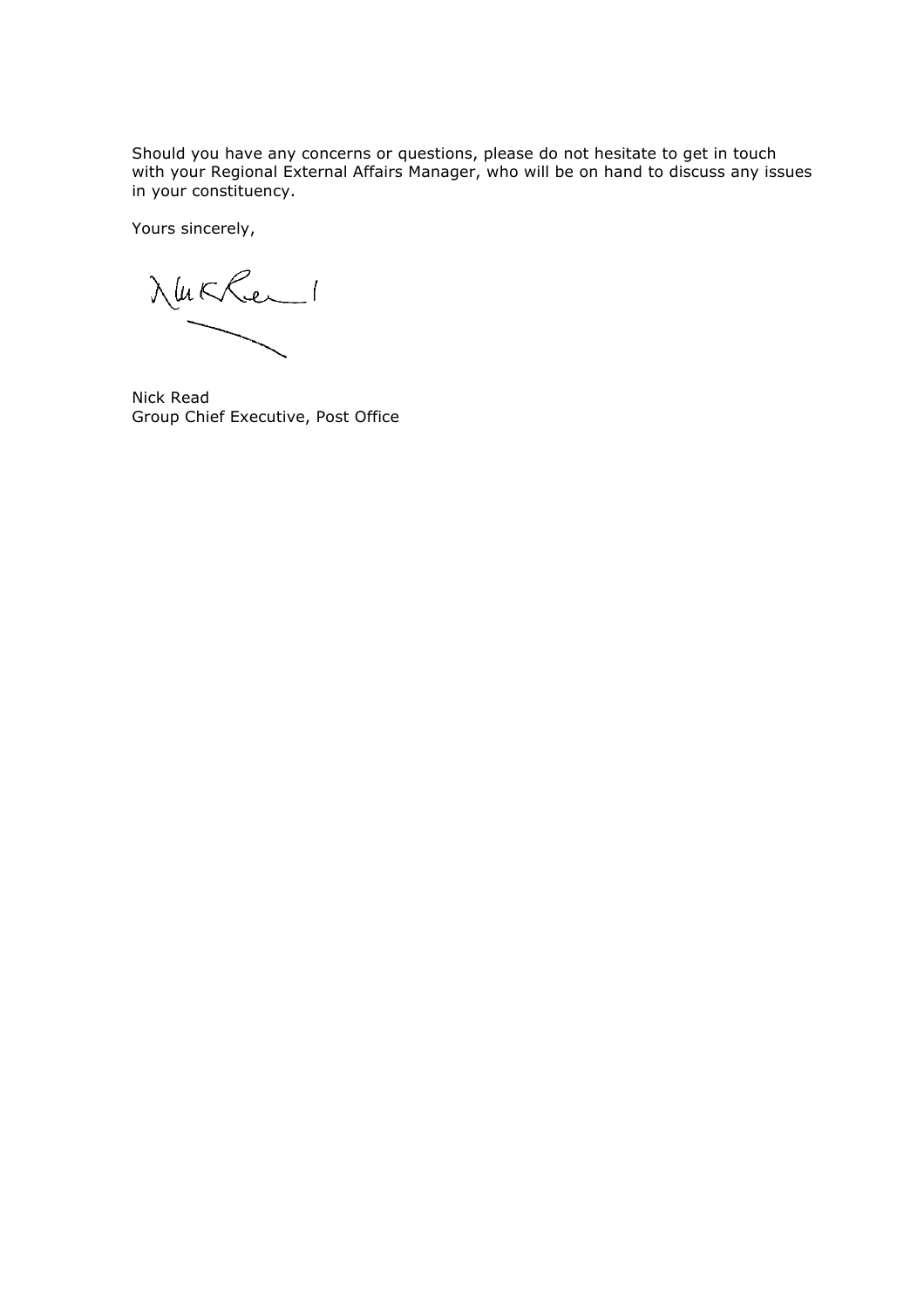Should you have any concerns or questions, please do not hesitate to get in touch with your Regional External Affairs Manager, who will be on hand to discuss any issues in your constituency.

Yours sincerely,

Nick Read
Group Chief Executive, Post Office